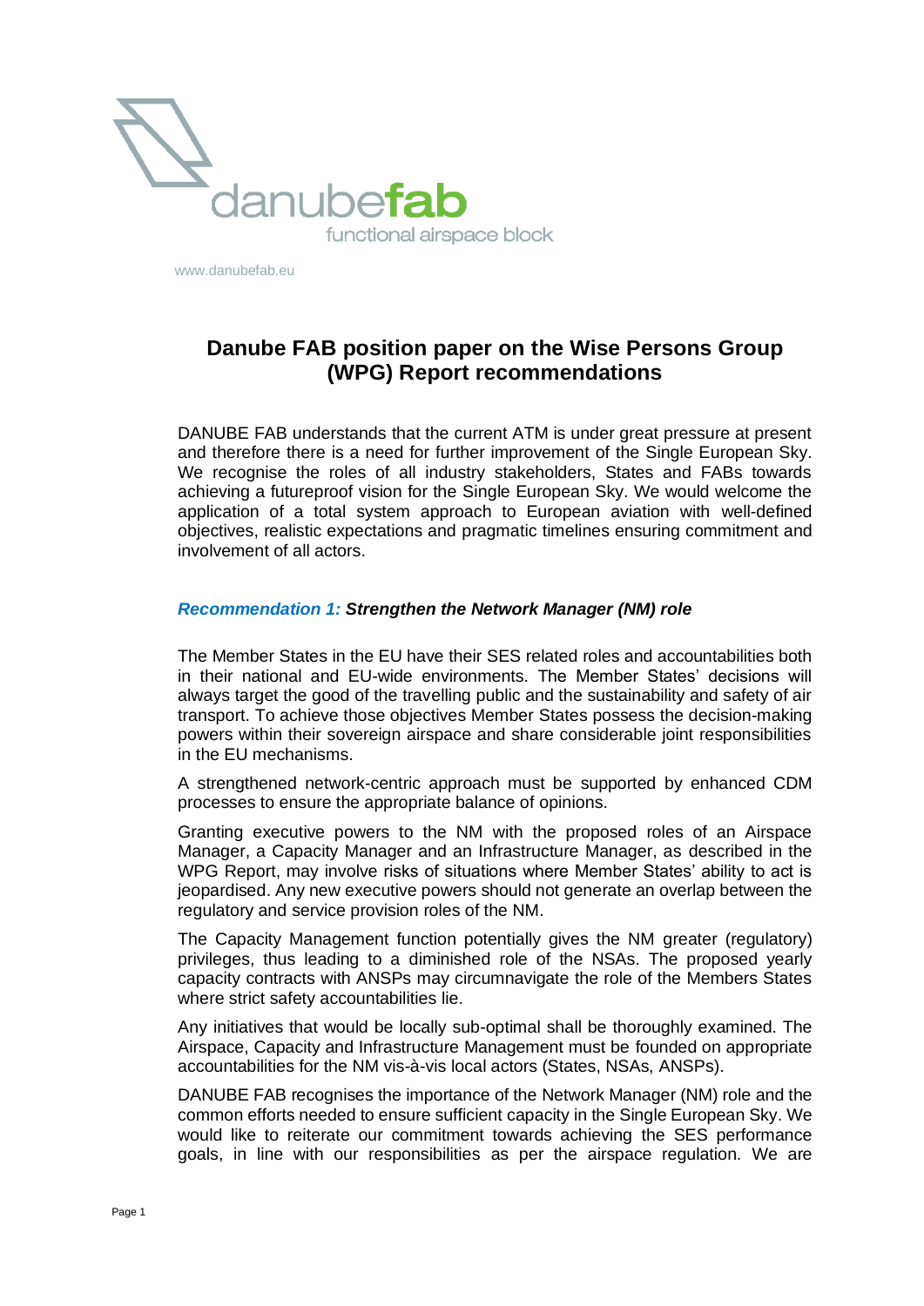danubefab

functional airspace block

www.danubefab.eu

# Danube FAB position paper on the Wise Persons Group (WPG) Report recommendations

DANUBE FAB understands that the current ATM is under great pressure at present and therefore there is a need for further improvement of the Single European Sky. We recognise the roles of all industry stakeholders, States and FABs towards achieving a futureproof vision for the Single European Sky. We would welcome the application of a total system approach to European aviation with well-defined objectives, realistic expectations and pragmatic timelines ensuring commitment and involvement of all actors.

### *Recommendation 1:* ***Strengthen the Network Manager (NM) role***

The Member States in the EU have their SES related roles and accountabilities both in their national and EU-wide environments. The Member States' decisions will always target the good of the travelling public and the sustainability and safety of air transport. To achieve those objectives Member States possess the decision-making powers within their sovereign airspace and share considerable joint responsibilities in the EU mechanisms.

A strengthened network-centric approach must be supported by enhanced CDM processes to ensure the appropriate balance of opinions.

Granting executive powers to the NM with the proposed roles of an Airspace Manager, a Capacity Manager and an Infrastructure Manager, as described in the WPG Report, may involve risks of situations where Member States' ability to act is jeopardised. Any new executive powers should not generate an overlap between the regulatory and service provision roles of the NM.

The Capacity Management function potentially gives the NM greater (regulatory) privileges, thus leading to a diminished role of the NSAs. The proposed yearly capacity contracts with ANSPs may circumnavigate the role of the Members States where strict safety accountabilities lie.

Any initiatives that would be locally sub-optimal shall be thoroughly examined. The Airspace, Capacity and Infrastructure Management must be founded on appropriate accountabilities for the NM vis-à-vis local actors (States, NSAs, ANSPs).

DANUBE FAB recognises the importance of the Network Manager (NM) role and the common efforts needed to ensure sufficient capacity in the Single European Sky. We would like to reiterate our commitment towards achieving the SES performance goals, in line with our responsibilities as per the airspace regulation. We are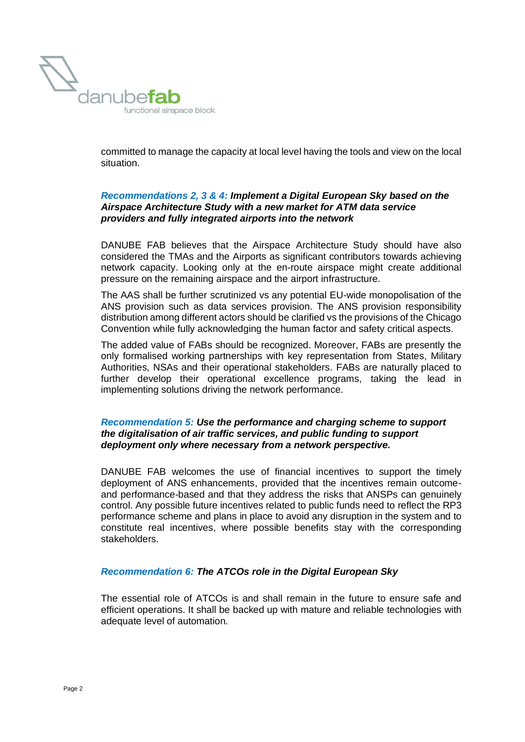committed to manage the capacity at local level having the tools and view on the local situation.

***Recommendations 2, 3 & 4:*** ***Implement a Digital European Sky based on the Airspace Architecture Study with a new market for ATM data service providers and fully integrated airports into the network***

DANUBE FAB believes that the Airspace Architecture Study should have also considered the TMAs and the Airports as significant contributors towards achieving network capacity. Looking only at the en-route airspace might create additional pressure on the remaining airspace and the airport infrastructure.

The AAS shall be further scrutinized vs any potential EU-wide monopolisation of the ANS provision such as data services provision. The ANS provision responsibility distribution among different actors should be clarified vs the provisions of the Chicago Convention while fully acknowledging the human factor and safety critical aspects.

The added value of FABs should be recognized. Moreover, FABs are presently the only formalised working partnerships with key representation from States, Military Authorities, NSAs and their operational stakeholders. FABs are naturally placed to further develop their operational excellence programs, taking the lead in implementing solutions driving the network performance.

***Recommendation 5:*** ***Use the performance and charging scheme to support the digitalisation of air traffic services, and public funding to support deployment only where necessary from a network perspective.***

DANUBE FAB welcomes the use of financial incentives to support the timely deployment of ANS enhancements, provided that the incentives remain outcome- and performance-based and that they address the risks that ANSPs can genuinely control. Any possible future incentives related to public funds need to reflect the RP3 performance scheme and plans in place to avoid any disruption in the system and to constitute real incentives, where possible benefits stay with the corresponding stakeholders.

***Recommendation 6:*** ***The ATCOs role in the Digital European Sky***

The essential role of ATCOs is and shall remain in the future to ensure safe and efficient operations. It shall be backed up with mature and reliable technologies with adequate level of automation.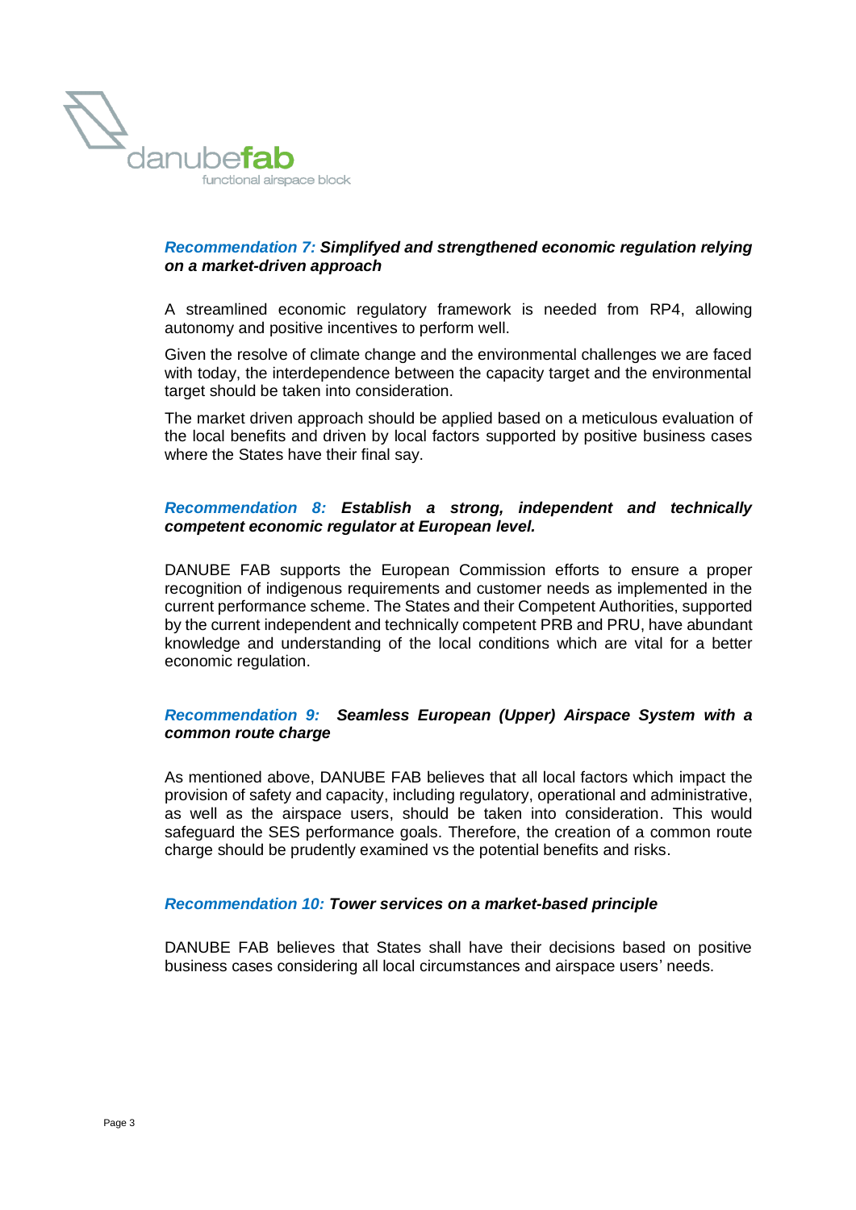***Recommendation 7:*** ***Simplifyed and strengthened economic regulation relying on a market-driven approach***

A streamlined economic regulatory framework is needed from RP4, allowing autonomy and positive incentives to perform well.

Given the resolve of climate change and the environmental challenges we are faced with today, the interdependence between the capacity target and the environmental target should be taken into consideration.

The market driven approach should be applied based on a meticulous evaluation of the local benefits and driven by local factors supported by positive business cases where the States have their final say.

***Recommendation 8:*** ***Establish a strong, independent and technically competent economic regulator at European level.***

DANUBE FAB supports the European Commission efforts to ensure a proper recognition of indigenous requirements and customer needs as implemented in the current performance scheme. The States and their Competent Authorities, supported by the current independent and technically competent PRB and PRU, have abundant knowledge and understanding of the local conditions which are vital for a better economic regulation.

***Recommendation 9:*** ***Seamless European (Upper) Airspace System with a common route charge***

As mentioned above, DANUBE FAB believes that all local factors which impact the provision of safety and capacity, including regulatory, operational and administrative, as well as the airspace users, should be taken into consideration. This would safeguard the SES performance goals. Therefore, the creation of a common route charge should be prudently examined vs the potential benefits and risks.

***Recommendation 10:*** ***Tower services on a market-based principle***

DANUBE FAB believes that States shall have their decisions based on positive business cases considering all local circumstances and airspace users' needs.